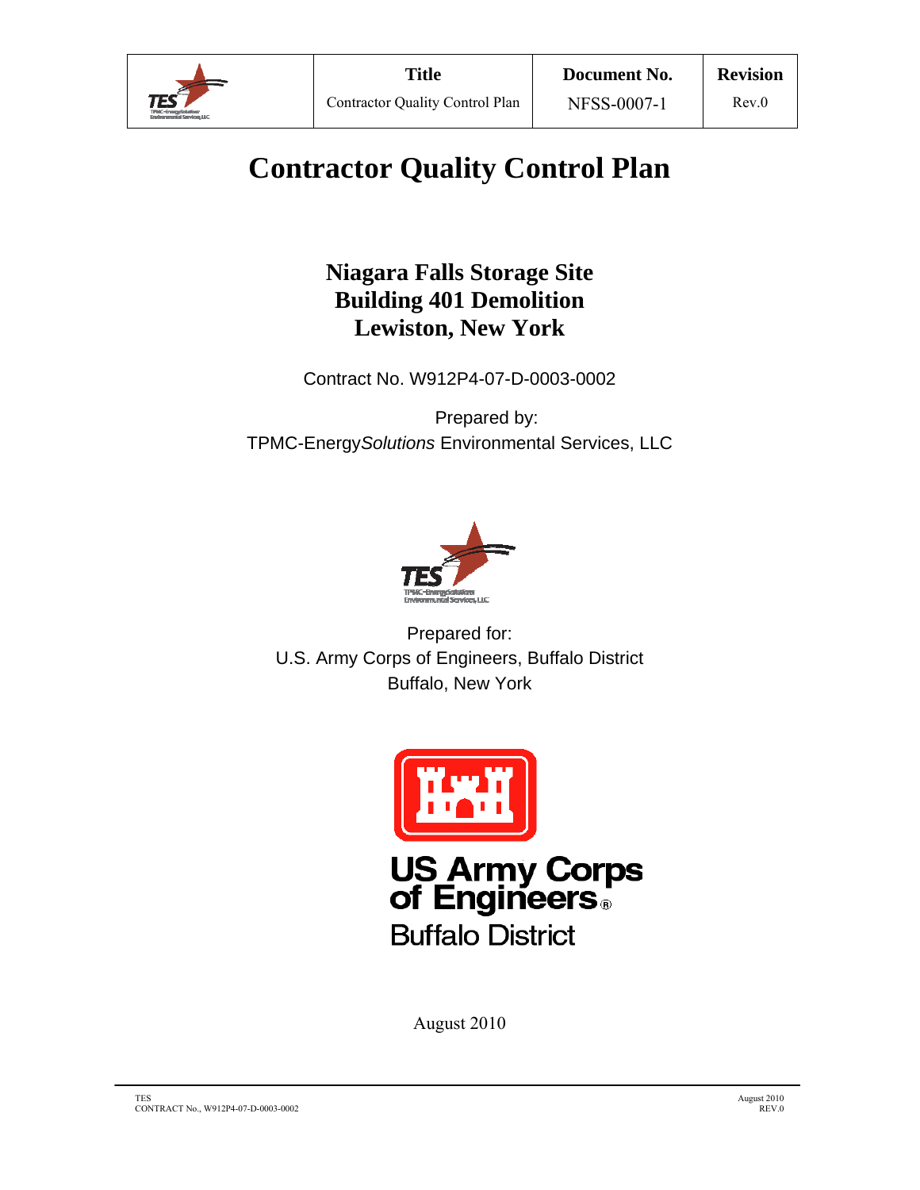| | Title | Document No. | Revision |
|---|---|---|---|
| | Contractor Quality Control Plan | NFSS-0007-1 | Rev.0 |

# Contractor Quality Control Plan

## Niagara Falls Storage Site
## Building 401 Demolition
## Lewiston, New York

Contract No. W912P4-07-D-0003-0002

Prepared by:
TPMC-Energy*Solutions* Environmental Services, LLC

Prepared for:
U.S. Army Corps of Engineers, Buffalo District
Buffalo, New York

US Army Corps of Engineers®
Buffalo District

August 2010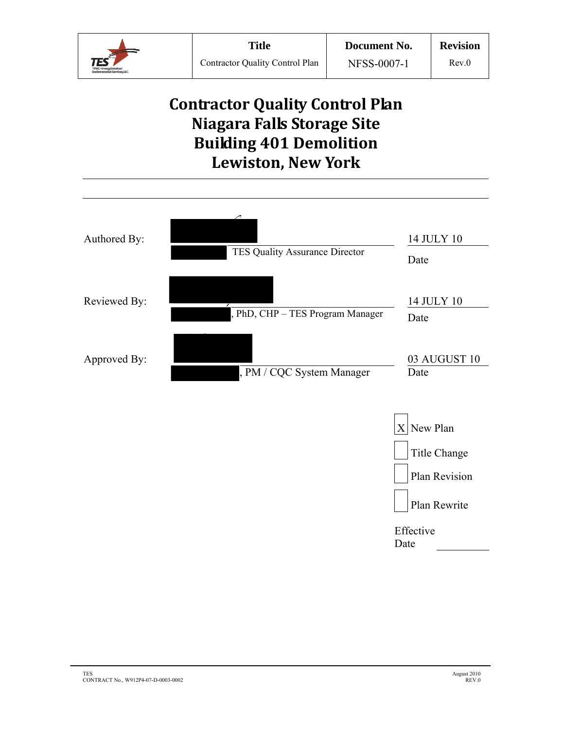| | Title | Document No. | Revision |
|---|---|---|---|
| TES | Contractor Quality Control Plan | NFSS-0007-1 | Rev.0 |

# Contractor Quality Control Plan
# Niagara Falls Storage Site
# Building 401 Demolition
# Lewiston, New York

---

| | | |
|---|---|---|
| Authored By: | TES Quality Assurance Director | 14 JULY 10<br>Date |
| Reviewed By: | , PhD, CHP – TES Program Manager | 14 JULY 10<br>Date |
| Approved By: | , PM / CQC System Manager | 03 AUGUST 10<br>Date |

[X] New Plan

[ ] Title Change

[ ] Plan Revision

[ ] Plan Rewrite

Effective Date ________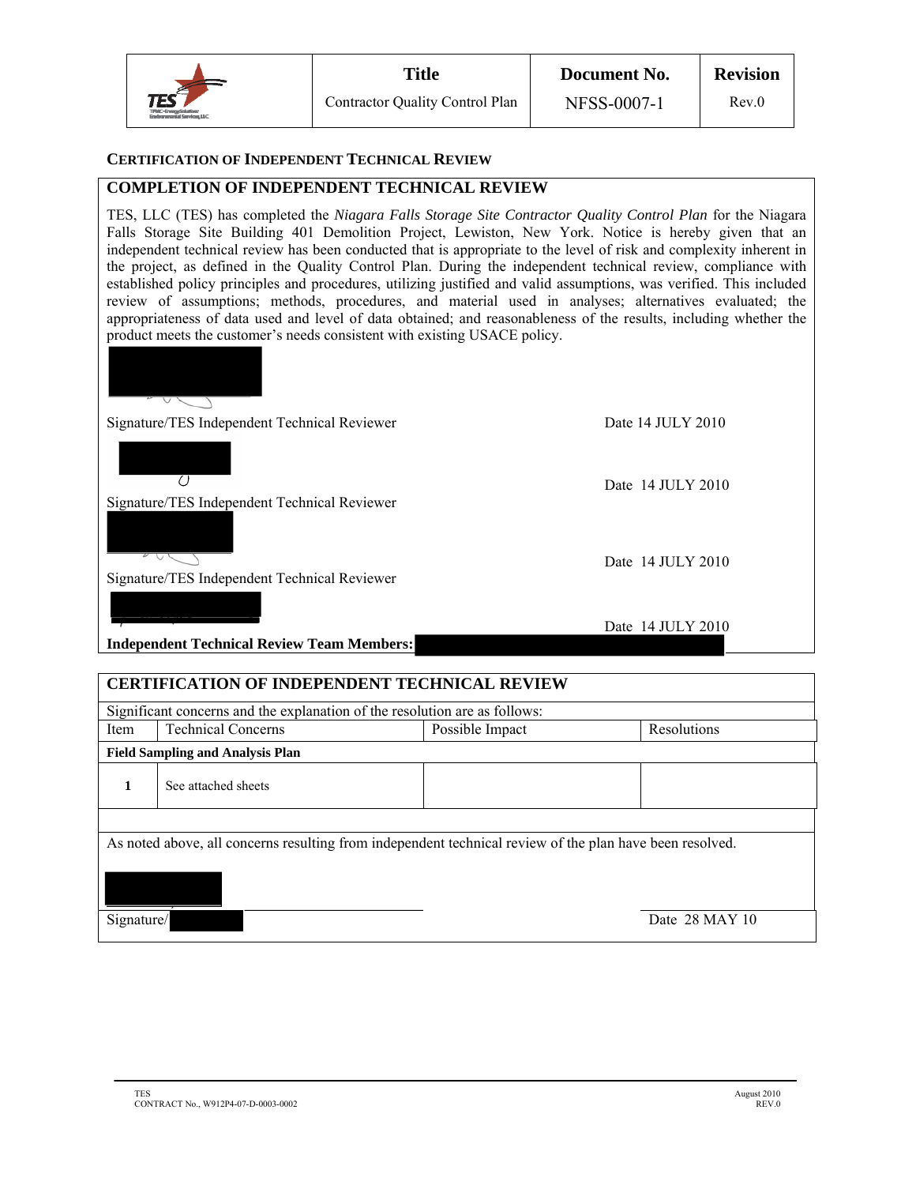### CERTIFICATION OF INDEPENDENT TECHNICAL REVIEW

**COMPLETION OF INDEPENDENT TECHNICAL REVIEW**

TES, LLC (TES) has completed the *Niagara Falls Storage Site Contractor Quality Control Plan* for the Niagara Falls Storage Site Building 401 Demolition Project, Lewiston, New York. Notice is hereby given that an independent technical review has been conducted that is appropriate to the level of risk and complexity inherent in the project, as defined in the Quality Control Plan. During the independent technical review, compliance with established policy principles and procedures, utilizing justified and valid assumptions, was verified. This included review of assumptions; methods, procedures, and material used in analyses; alternatives evaluated; the appropriateness of data used and level of data obtained; and reasonableness of the results, including whether the product meets the customer's needs consistent with existing USACE policy.

Signature/TES Independent Technical Reviewer    Date 14 JULY 2010

Signature/TES Independent Technical Reviewer    Date 14 JULY 2010

Signature/TES Independent Technical Reviewer    Date 14 JULY 2010

Date 14 JULY 2010

**Independent Technical Review Team Members:**

**CERTIFICATION OF INDEPENDENT TECHNICAL REVIEW**

Significant concerns and the explanation of the resolution are as follows:

| Item | Technical Concerns | Possible Impact | Resolutions |
|---|---|---|---|
| **Field Sampling and Analysis Plan** | | | |
| **1** | See attached sheets | | |

As noted above, all concerns resulting from independent technical review of the plan have been resolved.

Signature/    Date 28 MAY 10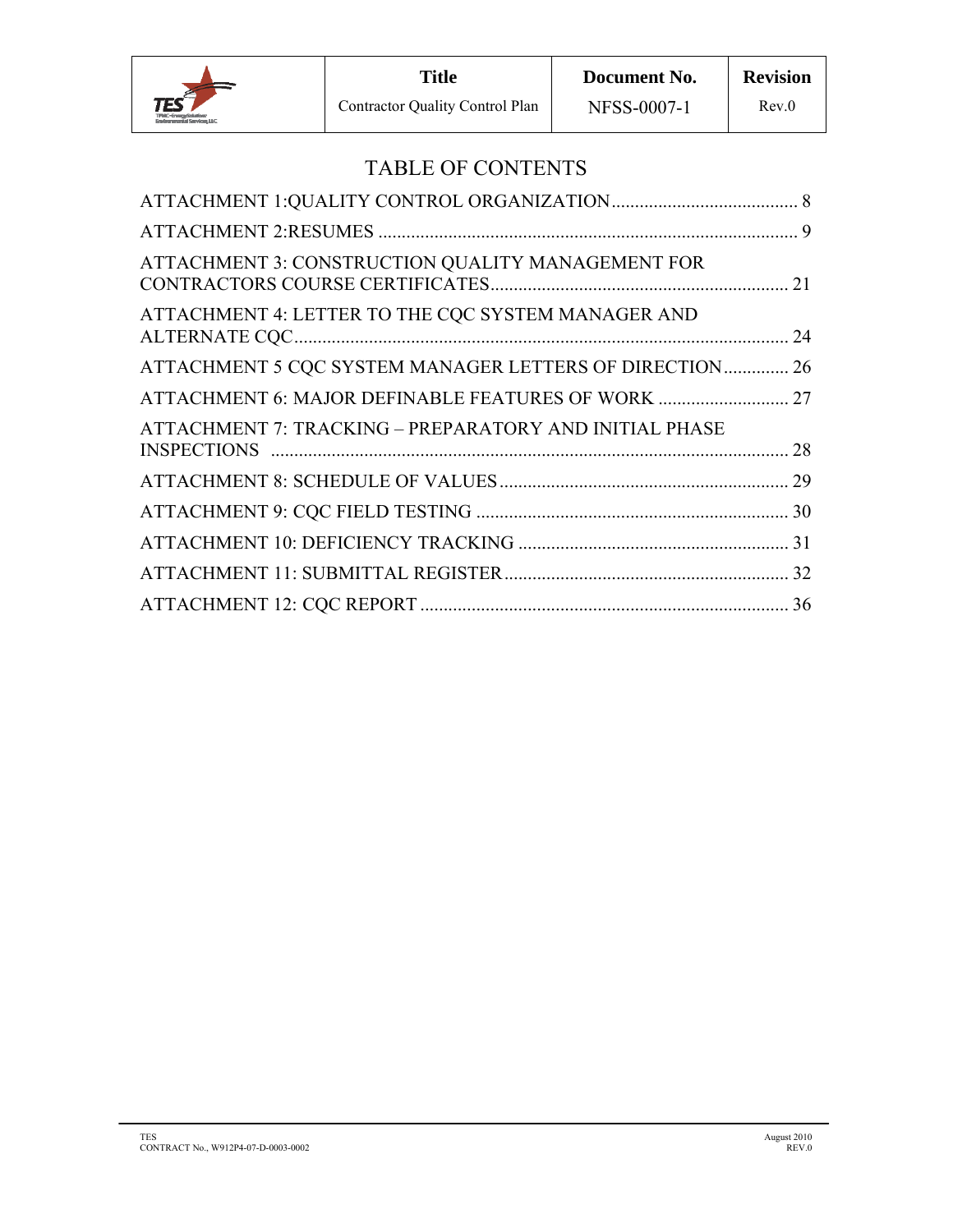# TABLE OF CONTENTS

ATTACHMENT 1:QUALITY CONTROL ORGANIZATION ........................................ 8

ATTACHMENT 2:RESUMES ........................................................................................ 9

ATTACHMENT 3: CONSTRUCTION QUALITY MANAGEMENT FOR CONTRACTORS COURSE CERTIFICATES................................................................ 21

ATTACHMENT 4: LETTER TO THE CQC SYSTEM MANAGER AND ALTERNATE CQC........................................................................................................ 24

ATTACHMENT 5 CQC SYSTEM MANAGER LETTERS OF DIRECTION.............. 26

ATTACHMENT 6: MAJOR DEFINABLE FEATURES OF WORK ............................ 27

ATTACHMENT 7: TRACKING – PREPARATORY AND INITIAL PHASE INSPECTIONS ............................................................................................................... 28

ATTACHMENT 8: SCHEDULE OF VALUES.............................................................. 29

ATTACHMENT 9: CQC FIELD TESTING .................................................................. 30

ATTACHMENT 10: DEFICIENCY TRACKING .......................................................... 31

ATTACHMENT 11: SUBMITTAL REGISTER............................................................. 32

ATTACHMENT 12: CQC REPORT ............................................................................... 36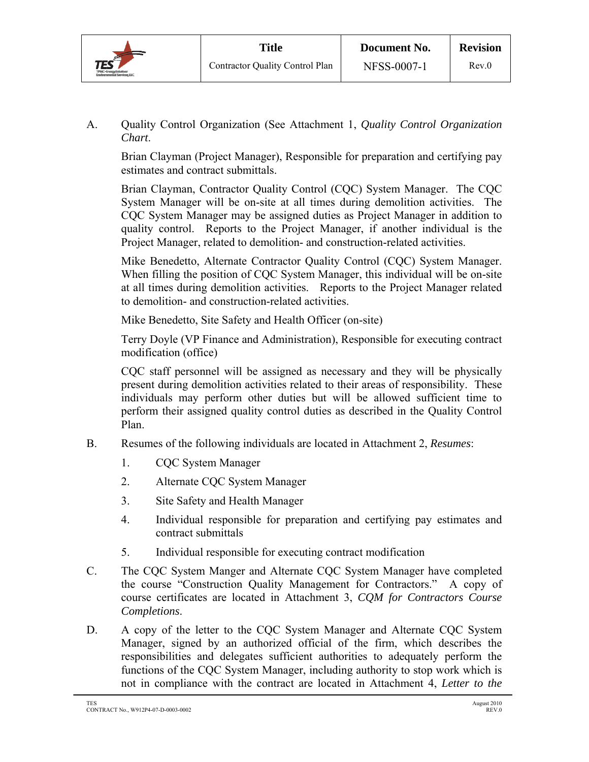A. Quality Control Organization (See Attachment 1, *Quality Control Organization Chart*.

Brian Clayman (Project Manager), Responsible for preparation and certifying pay estimates and contract submittals.

Brian Clayman, Contractor Quality Control (CQC) System Manager. The CQC System Manager will be on-site at all times during demolition activities. The CQC System Manager may be assigned duties as Project Manager in addition to quality control. Reports to the Project Manager, if another individual is the Project Manager, related to demolition- and construction-related activities.

Mike Benedetto, Alternate Contractor Quality Control (CQC) System Manager. When filling the position of CQC System Manager, this individual will be on-site at all times during demolition activities. Reports to the Project Manager related to demolition- and construction-related activities.

Mike Benedetto, Site Safety and Health Officer (on-site)

Terry Doyle (VP Finance and Administration), Responsible for executing contract modification (office)

CQC staff personnel will be assigned as necessary and they will be physically present during demolition activities related to their areas of responsibility. These individuals may perform other duties but will be allowed sufficient time to perform their assigned quality control duties as described in the Quality Control Plan.

B. Resumes of the following individuals are located in Attachment 2, *Resumes*:

1. CQC System Manager
2. Alternate CQC System Manager
3. Site Safety and Health Manager
4. Individual responsible for preparation and certifying pay estimates and contract submittals
5. Individual responsible for executing contract modification

C. The CQC System Manger and Alternate CQC System Manager have completed the course "Construction Quality Management for Contractors." A copy of course certificates are located in Attachment 3, *CQM for Contractors Course Completions*.

D. A copy of the letter to the CQC System Manager and Alternate CQC System Manager, signed by an authorized official of the firm, which describes the responsibilities and delegates sufficient authorities to adequately perform the functions of the CQC System Manager, including authority to stop work which is not in compliance with the contract are located in Attachment 4, *Letter to the*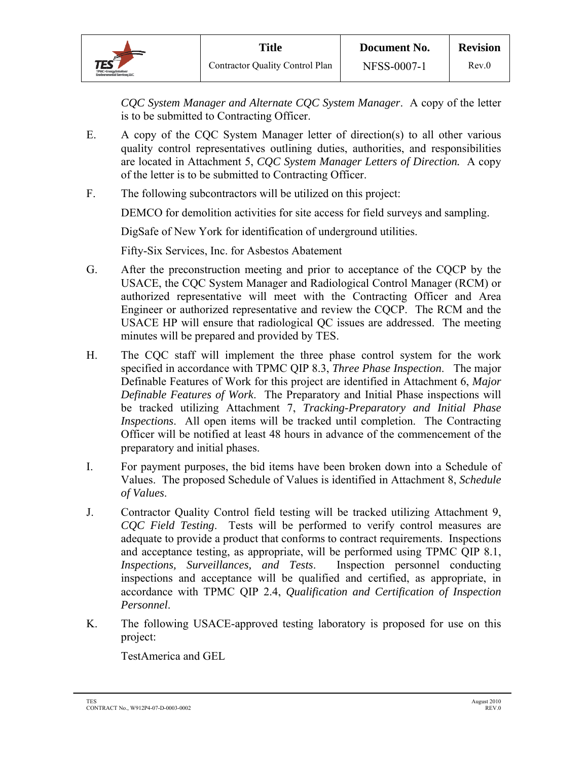*CQC System Manager and Alternate CQC System Manager*. A copy of the letter is to be submitted to Contracting Officer.

E. A copy of the CQC System Manager letter of direction(s) to all other various quality control representatives outlining duties, authorities, and responsibilities are located in Attachment 5, *CQC System Manager Letters of Direction.* A copy of the letter is to be submitted to Contracting Officer.

F. The following subcontractors will be utilized on this project:

DEMCO for demolition activities for site access for field surveys and sampling.

DigSafe of New York for identification of underground utilities.

Fifty-Six Services, Inc. for Asbestos Abatement

G. After the preconstruction meeting and prior to acceptance of the CQCP by the USACE, the CQC System Manager and Radiological Control Manager (RCM) or authorized representative will meet with the Contracting Officer and Area Engineer or authorized representative and review the CQCP. The RCM and the USACE HP will ensure that radiological QC issues are addressed. The meeting minutes will be prepared and provided by TES.

H. The CQC staff will implement the three phase control system for the work specified in accordance with TPMC QIP 8.3, *Three Phase Inspection*. The major Definable Features of Work for this project are identified in Attachment 6, *Major Definable Features of Work*. The Preparatory and Initial Phase inspections will be tracked utilizing Attachment 7, *Tracking-Preparatory and Initial Phase Inspections*. All open items will be tracked until completion. The Contracting Officer will be notified at least 48 hours in advance of the commencement of the preparatory and initial phases.

I. For payment purposes, the bid items have been broken down into a Schedule of Values. The proposed Schedule of Values is identified in Attachment 8, *Schedule of Values*.

J. Contractor Quality Control field testing will be tracked utilizing Attachment 9, *CQC Field Testing*. Tests will be performed to verify control measures are adequate to provide a product that conforms to contract requirements. Inspections and acceptance testing, as appropriate, will be performed using TPMC QIP 8.1, *Inspections, Surveillances, and Tests*. Inspection personnel conducting inspections and acceptance will be qualified and certified, as appropriate, in accordance with TPMC QIP 2.4, *Qualification and Certification of Inspection Personnel*.

K. The following USACE-approved testing laboratory is proposed for use on this project:

TestAmerica and GEL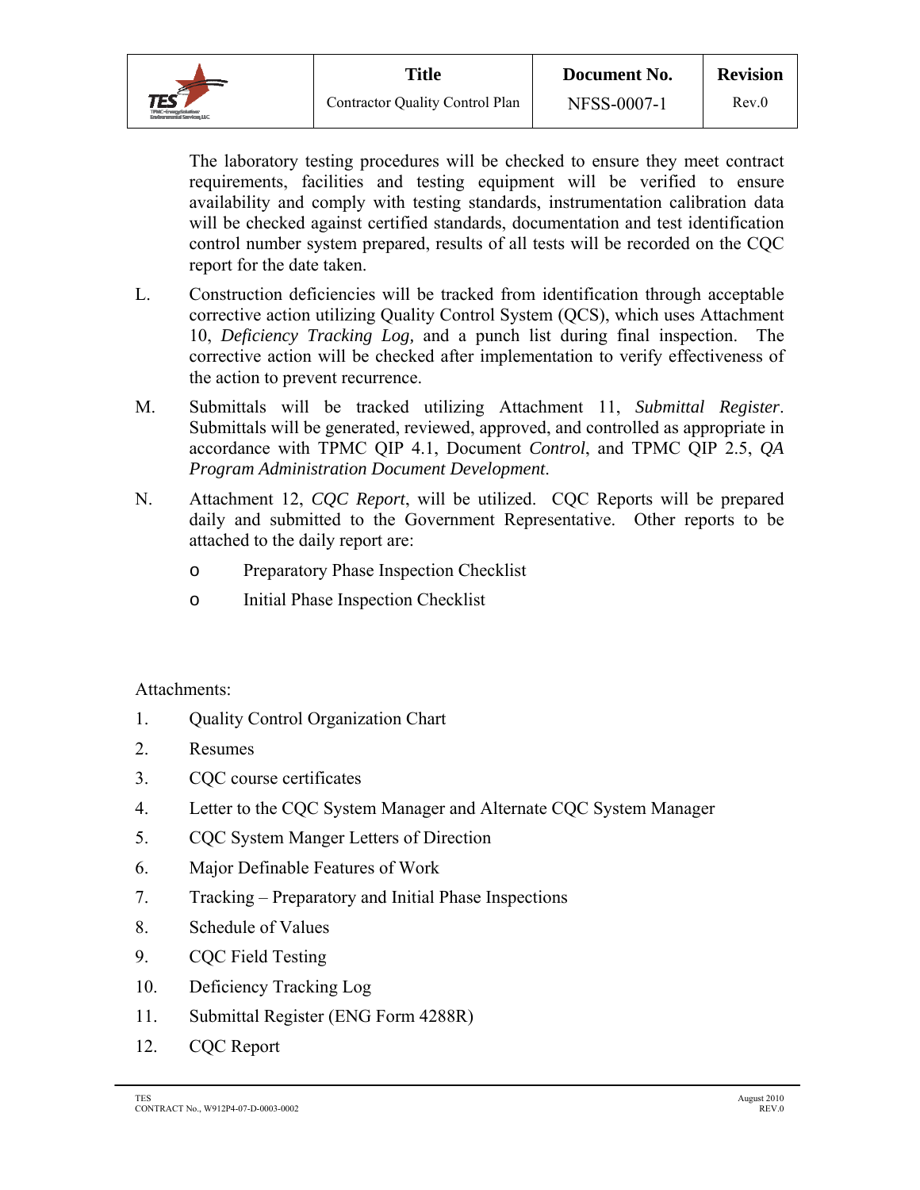The laboratory testing procedures will be checked to ensure they meet contract requirements, facilities and testing equipment will be verified to ensure availability and comply with testing standards, instrumentation calibration data will be checked against certified standards, documentation and test identification control number system prepared, results of all tests will be recorded on the CQC report for the date taken.

L. Construction deficiencies will be tracked from identification through acceptable corrective action utilizing Quality Control System (QCS), which uses Attachment 10, *Deficiency Tracking Log,* and a punch list during final inspection. The corrective action will be checked after implementation to verify effectiveness of the action to prevent recurrence.

M. Submittals will be tracked utilizing Attachment 11, *Submittal Register*. Submittals will be generated, reviewed, approved, and controlled as appropriate in accordance with TPMC QIP 4.1, Document *Control*, and TPMC QIP 2.5, *QA Program Administration Document Development*.

N. Attachment 12, *CQC Report*, will be utilized. CQC Reports will be prepared daily and submitted to the Government Representative. Other reports to be attached to the daily report are:

- Preparatory Phase Inspection Checklist
- Initial Phase Inspection Checklist

Attachments:

1. Quality Control Organization Chart
2. Resumes
3. CQC course certificates
4. Letter to the CQC System Manager and Alternate CQC System Manager
5. CQC System Manger Letters of Direction
6. Major Definable Features of Work
7. Tracking – Preparatory and Initial Phase Inspections
8. Schedule of Values
9. CQC Field Testing
10. Deficiency Tracking Log
11. Submittal Register (ENG Form 4288R)
12. CQC Report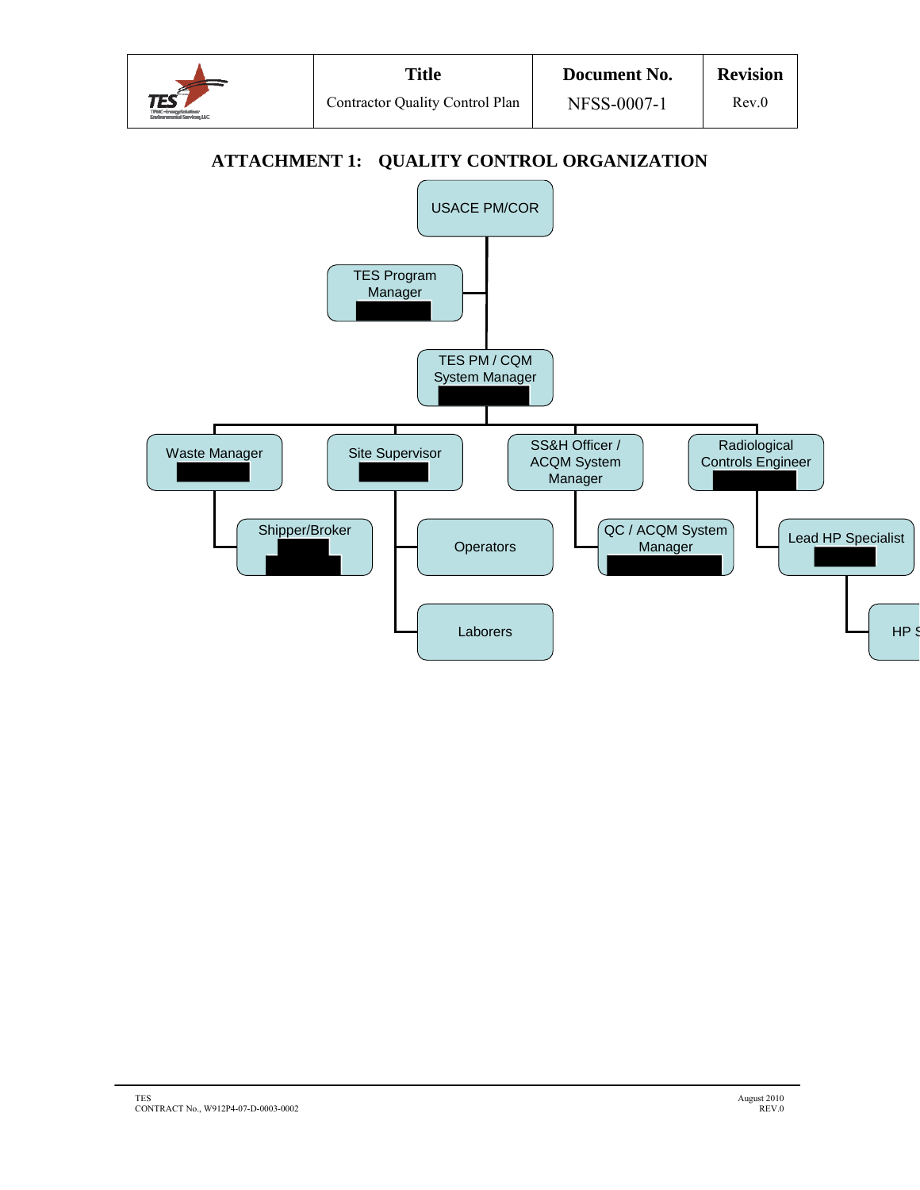## ATTACHMENT 1: QUALITY CONTROL ORGANIZATION

- USACE PM/COR
  - TES Program Manager
  - TES PM / CQM System Manager
    - Waste Manager
      - Shipper/Broker
    - Site Supervisor
      - Operators
      - Laborers
    - SS&H Officer / ACQM System Manager
      - QC / ACQM System Manager
    - Radiological Controls Engineer
      - Lead HP Specialist
        - HP S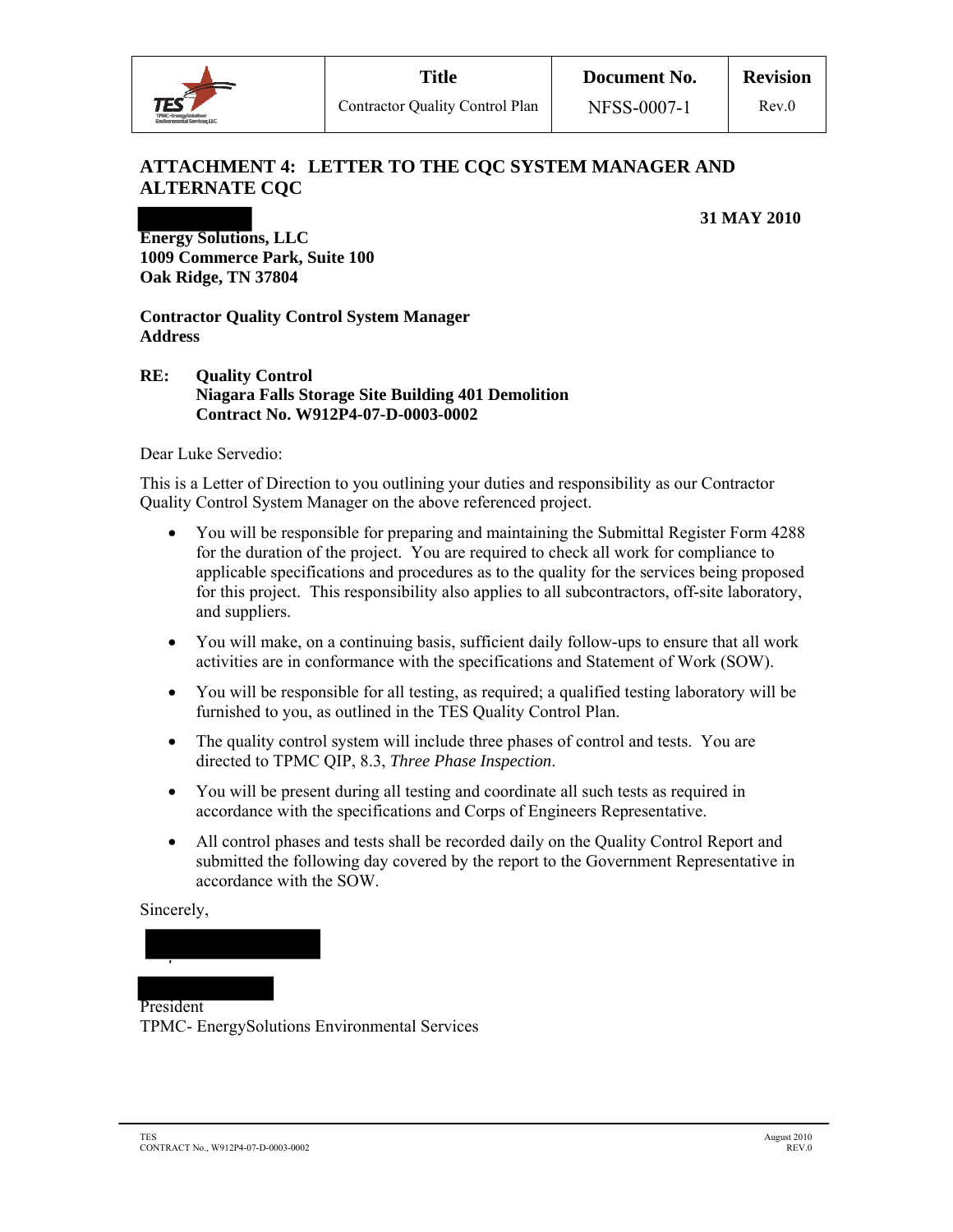## ATTACHMENT 4: LETTER TO THE CQC SYSTEM MANAGER AND ALTERNATE CQC

**31 MAY 2010**

**Energy Solutions, LLC**
**1009 Commerce Park, Suite 100**
**Oak Ridge, TN 37804**

**Contractor Quality Control System Manager**
**Address**

**RE: Quality Control**
**Niagara Falls Storage Site Building 401 Demolition**
**Contract No. W912P4-07-D-0003-0002**

Dear Luke Servedio:

This is a Letter of Direction to you outlining your duties and responsibility as our Contractor Quality Control System Manager on the above referenced project.

- You will be responsible for preparing and maintaining the Submittal Register Form 4288 for the duration of the project. You are required to check all work for compliance to applicable specifications and procedures as to the quality for the services being proposed for this project. This responsibility also applies to all subcontractors, off-site laboratory, and suppliers.
- You will make, on a continuing basis, sufficient daily follow-ups to ensure that all work activities are in conformance with the specifications and Statement of Work (SOW).
- You will be responsible for all testing, as required; a qualified testing laboratory will be furnished to you, as outlined in the TES Quality Control Plan.
- The quality control system will include three phases of control and tests. You are directed to TPMC QIP, 8.3, *Three Phase Inspection*.
- You will be present during all testing and coordinate all such tests as required in accordance with the specifications and Corps of Engineers Representative.
- All control phases and tests shall be recorded daily on the Quality Control Report and submitted the following day covered by the report to the Government Representative in accordance with the SOW.

Sincerely,

President
TPMC- EnergySolutions Environmental Services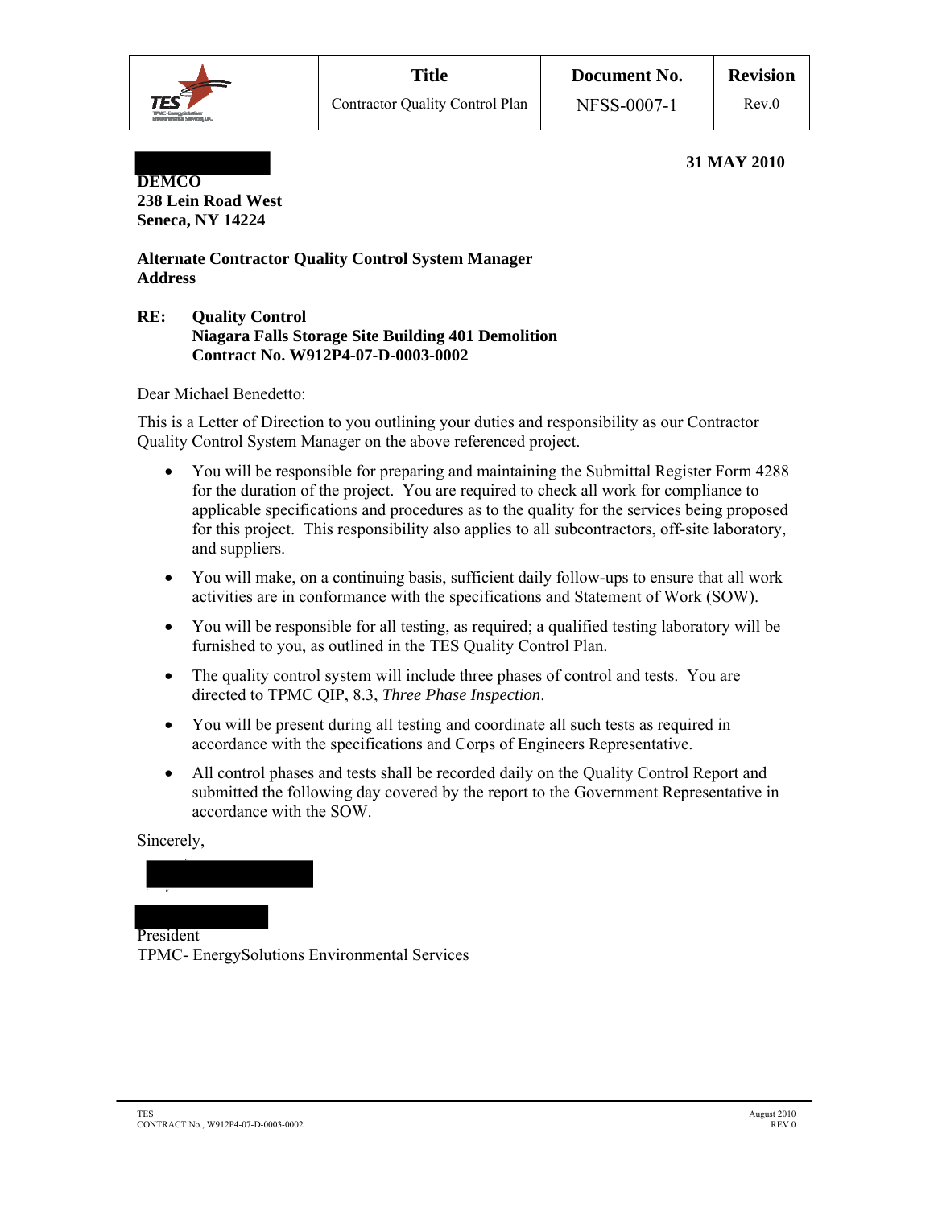**31 MAY 2010**

**DEMCO**
**238 Lein Road West**
**Seneca, NY 14224**

**Alternate Contractor Quality Control System Manager**
**Address**

**RE: Quality Control**
**Niagara Falls Storage Site Building 401 Demolition**
**Contract No. W912P4-07-D-0003-0002**

Dear Michael Benedetto:

This is a Letter of Direction to you outlining your duties and responsibility as our Contractor Quality Control System Manager on the above referenced project.

- You will be responsible for preparing and maintaining the Submittal Register Form 4288 for the duration of the project. You are required to check all work for compliance to applicable specifications and procedures as to the quality for the services being proposed for this project. This responsibility also applies to all subcontractors, off-site laboratory, and suppliers.
- You will make, on a continuing basis, sufficient daily follow-ups to ensure that all work activities are in conformance with the specifications and Statement of Work (SOW).
- You will be responsible for all testing, as required; a qualified testing laboratory will be furnished to you, as outlined in the TES Quality Control Plan.
- The quality control system will include three phases of control and tests. You are directed to TPMC QIP, 8.3, *Three Phase Inspection*.
- You will be present during all testing and coordinate all such tests as required in accordance with the specifications and Corps of Engineers Representative.
- All control phases and tests shall be recorded daily on the Quality Control Report and submitted the following day covered by the report to the Government Representative in accordance with the SOW.

Sincerely,

President
TPMC- EnergySolutions Environmental Services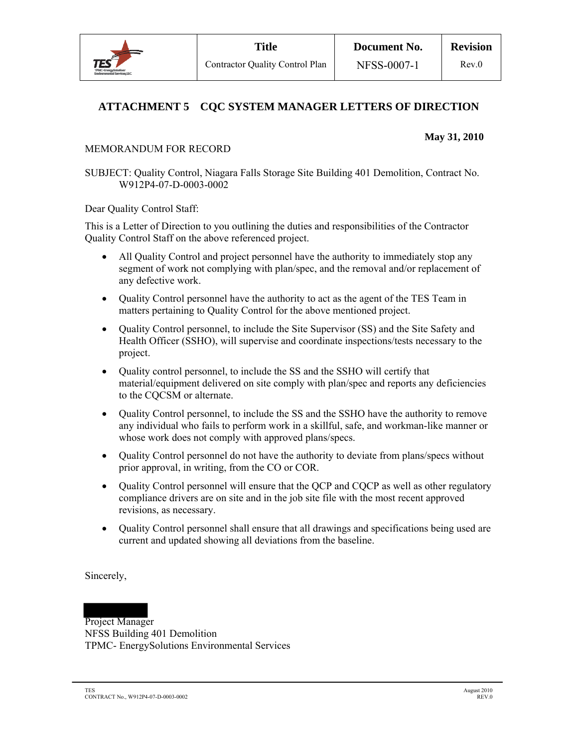## ATTACHMENT 5 CQC SYSTEM MANAGER LETTERS OF DIRECTION

**May 31, 2010**

MEMORANDUM FOR RECORD

SUBJECT: Quality Control, Niagara Falls Storage Site Building 401 Demolition, Contract No. W912P4-07-D-0003-0002

Dear Quality Control Staff:

This is a Letter of Direction to you outlining the duties and responsibilities of the Contractor Quality Control Staff on the above referenced project.

- All Quality Control and project personnel have the authority to immediately stop any segment of work not complying with plan/spec, and the removal and/or replacement of any defective work.
- Quality Control personnel have the authority to act as the agent of the TES Team in matters pertaining to Quality Control for the above mentioned project.
- Quality Control personnel, to include the Site Supervisor (SS) and the Site Safety and Health Officer (SSHO), will supervise and coordinate inspections/tests necessary to the project.
- Quality control personnel, to include the SS and the SSHO will certify that material/equipment delivered on site comply with plan/spec and reports any deficiencies to the CQCSM or alternate.
- Quality Control personnel, to include the SS and the SSHO have the authority to remove any individual who fails to perform work in a skillful, safe, and workman-like manner or whose work does not comply with approved plans/specs.
- Quality Control personnel do not have the authority to deviate from plans/specs without prior approval, in writing, from the CO or COR.
- Quality Control personnel will ensure that the QCP and CQCP as well as other regulatory compliance drivers are on site and in the job site file with the most recent approved revisions, as necessary.
- Quality Control personnel shall ensure that all drawings and specifications being used are current and updated showing all deviations from the baseline.

Sincerely,

Project Manager
NFSS Building 401 Demolition
TPMC- EnergySolutions Environmental Services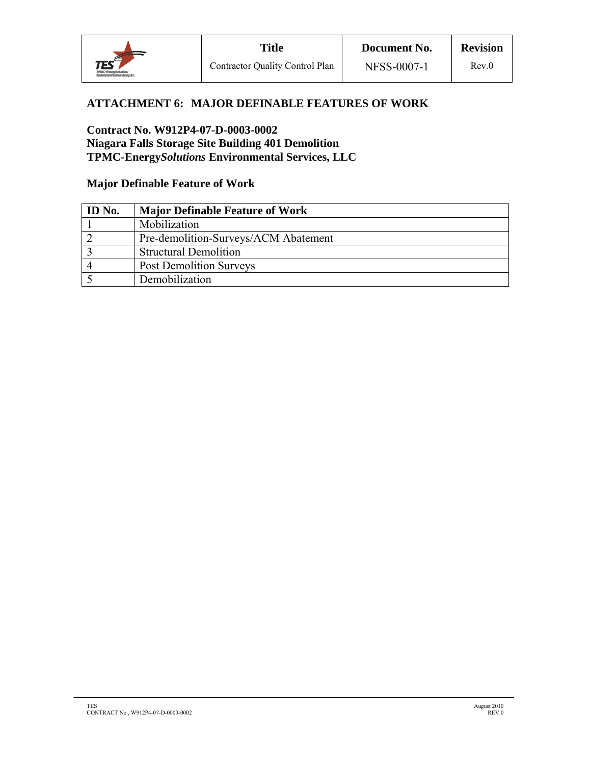## ATTACHMENT 6: MAJOR DEFINABLE FEATURES OF WORK

**Contract No. W912P4-07-D-0003-0002**
**Niagara Falls Storage Site Building 401 Demolition**
**TPMC-Energy*Solutions* Environmental Services, LLC**

### Major Definable Feature of Work

| ID No. | Major Definable Feature of Work |
|---|---|
| 1 | Mobilization |
| 2 | Pre-demolition-Surveys/ACM Abatement |
| 3 | Structural Demolition |
| 4 | Post Demolition Surveys |
| 5 | Demobilization |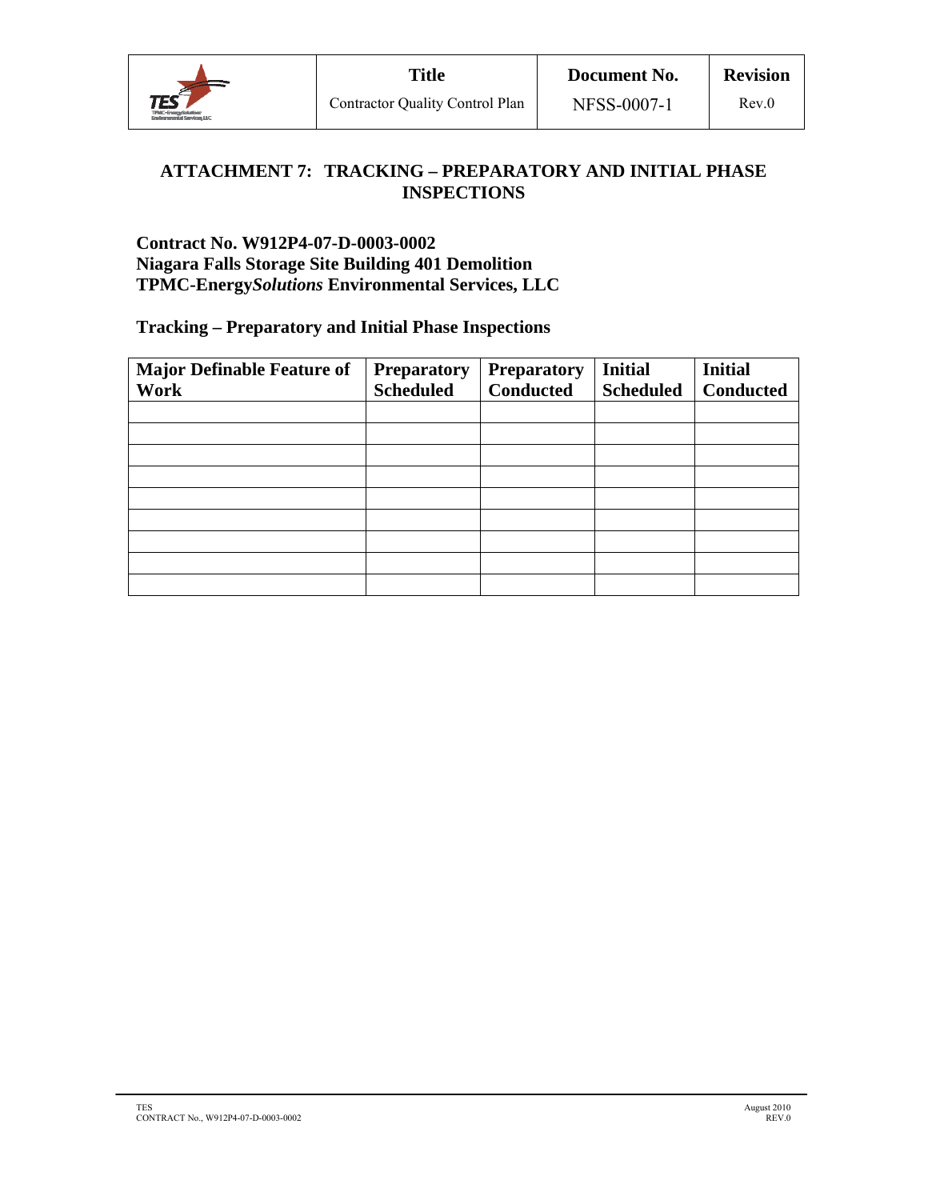## ATTACHMENT 7: TRACKING – PREPARATORY AND INITIAL PHASE INSPECTIONS

**Contract No. W912P4-07-D-0003-0002**
**Niagara Falls Storage Site Building 401 Demolition**
**TPMC-Energy*Solutions* Environmental Services, LLC**

**Tracking – Preparatory and Initial Phase Inspections**

| Major Definable Feature of Work | Preparatory Scheduled | Preparatory Conducted | Initial Scheduled | Initial Conducted |
|---|---|---|---|---|
| | | | | |
| | | | | |
| | | | | |
| | | | | |
| | | | | |
| | | | | |
| | | | | |
| | | | | |
| | | | | |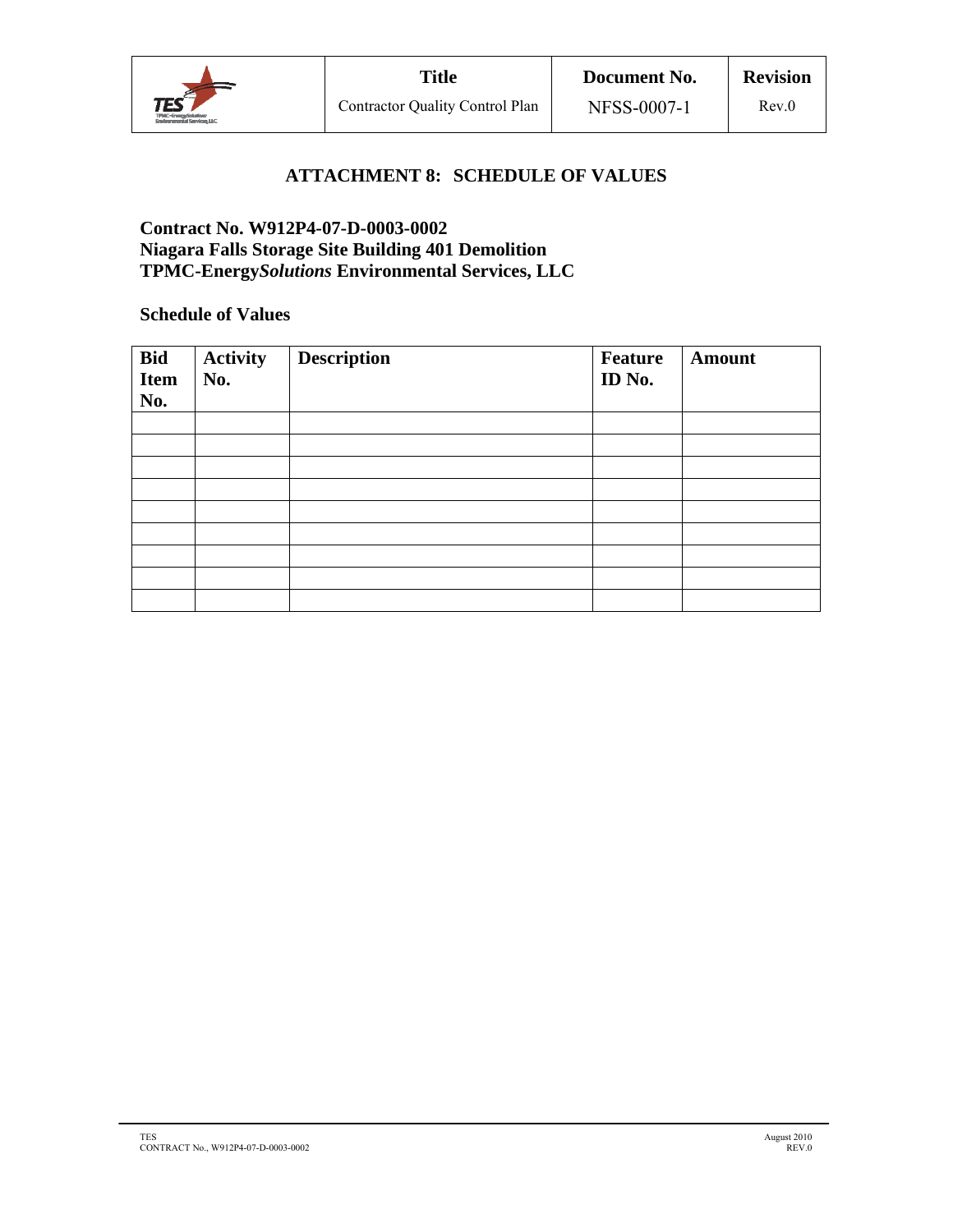# ATTACHMENT 8: SCHEDULE OF VALUES

**Contract No. W912P4-07-D-0003-0002**
**Niagara Falls Storage Site Building 401 Demolition**
**TPMC-Energy*Solutions* Environmental Services, LLC**

**Schedule of Values**

| Bid Item No. | Activity No. | Description | Feature ID No. | Amount |
|---|---|---|---|---|
| | | | | |
| | | | | |
| | | | | |
| | | | | |
| | | | | |
| | | | | |
| | | | | |
| | | | | |
| | | | | |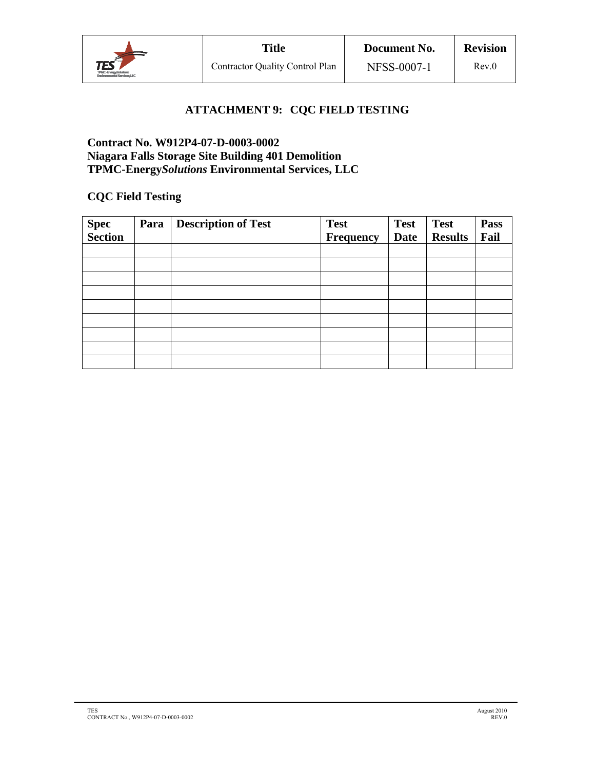# ATTACHMENT 9: CQC FIELD TESTING

**Contract No. W912P4-07-D-0003-0002**
**Niagara Falls Storage Site Building 401 Demolition**
**TPMC-Energy*Solutions* Environmental Services, LLC**

## CQC Field Testing

| Spec Section | Para | Description of Test | Test Frequency | Test Date | Test Results | Pass Fail |
|---|---|---|---|---|---|---|
| | | | | | | |
| | | | | | | |
| | | | | | | |
| | | | | | | |
| | | | | | | |
| | | | | | | |
| | | | | | | |
| | | | | | | |
| | | | | | | |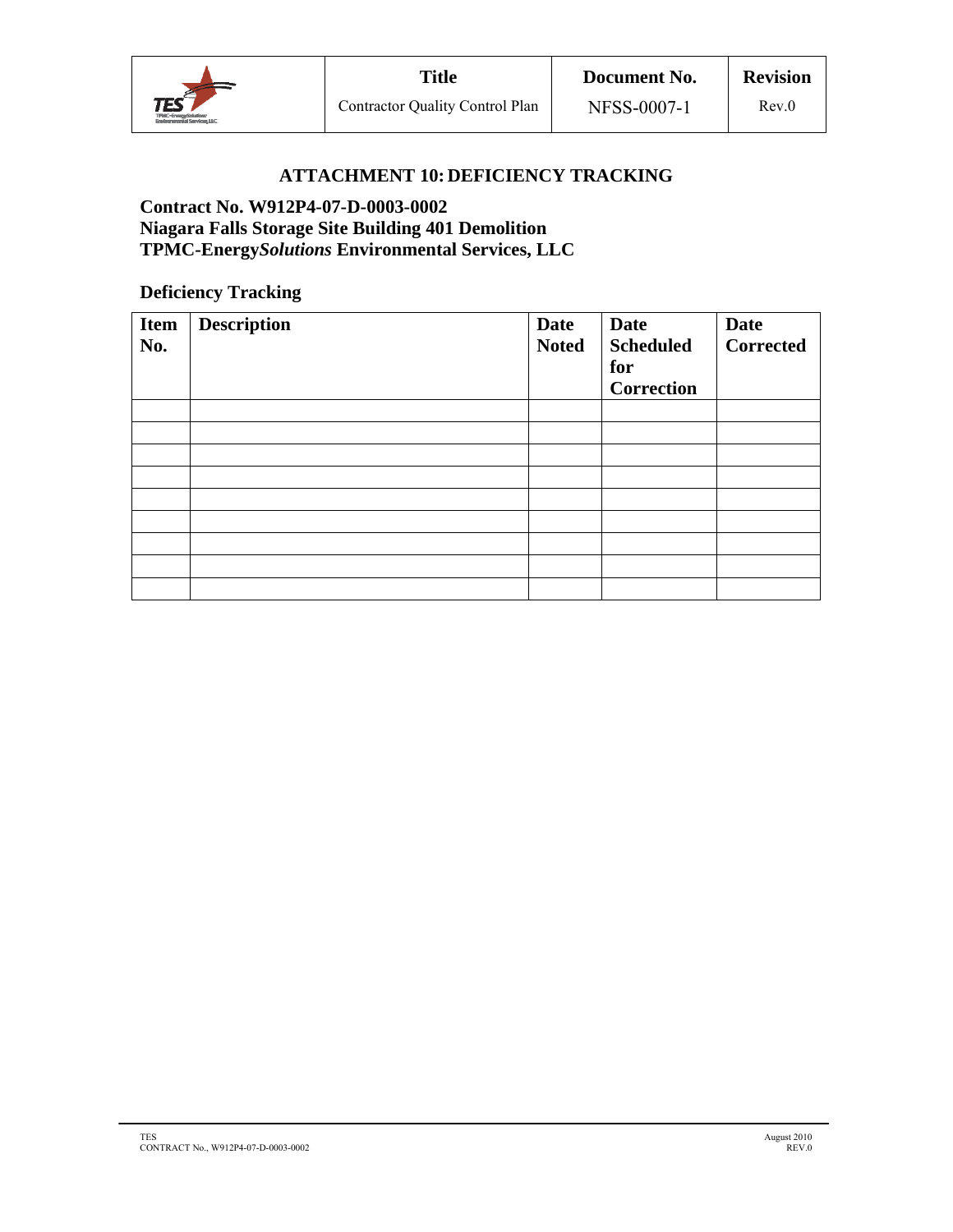## ATTACHMENT 10: DEFICIENCY TRACKING

**Contract No. W912P4-07-D-0003-0002**
**Niagara Falls Storage Site Building 401 Demolition**
**TPMC-Energy*Solutions* Environmental Services, LLC**

### Deficiency Tracking

| Item No. | Description | Date Noted | Date Scheduled for Correction | Date Corrected |
|---|---|---|---|---|
| | | | | |
| | | | | |
| | | | | |
| | | | | |
| | | | | |
| | | | | |
| | | | | |
| | | | | |
| | | | | |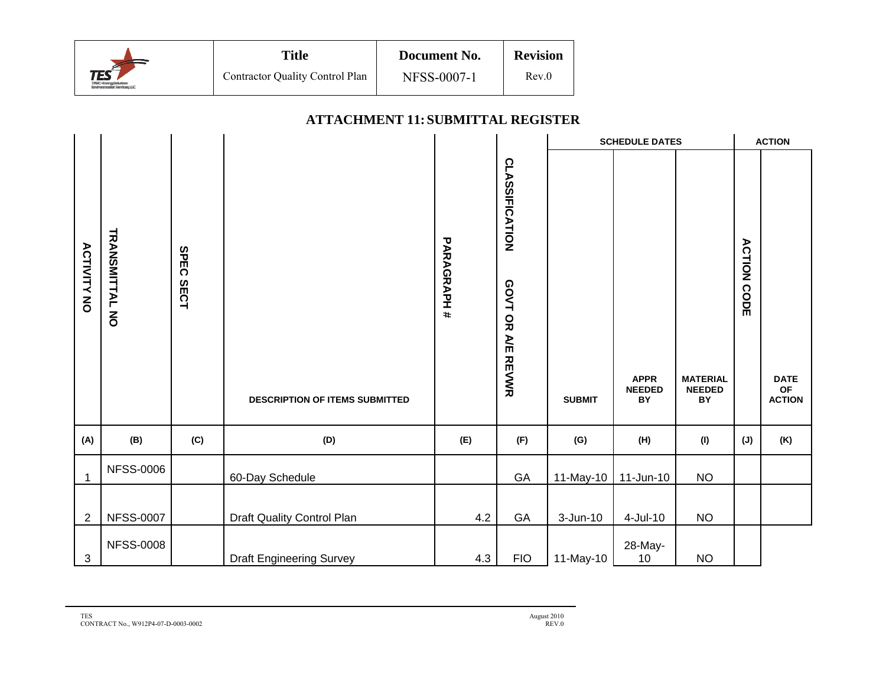| Title | Document No. | Revision |
|---|---|---|
| Contractor Quality Control Plan | NFSS-0007-1 | Rev.0 |

## ATTACHMENT 11: SUBMITTAL REGISTER

| ACTIVITY NO | TRANSMITTAL NO | SPEC SECT | DESCRIPTION OF ITEMS SUBMITTED | PARAGRAPH # | CLASSIFICATION GOVT OR A/E REVWR | SCHEDULE DATES SUBMIT | APPR NEEDED BY | MATERIAL NEEDED BY | ACTION ACTION CODE | DATE OF ACTION |
|---|---|---|---|---|---|---|---|---|---|---|
| (A) | (B) | (C) | (D) | (E) | (F) | (G) | (H) | (I) | (J) | (K) |
| 1 | NFSS-0006 | | 60-Day Schedule | | GA | 11-May-10 | 11-Jun-10 | NO | | |
| 2 | NFSS-0007 | | Draft Quality Control Plan | 4.2 | GA | 3-Jun-10 | 4-Jul-10 | NO | | |
| 3 | NFSS-0008 | | Draft Engineering Survey | 4.3 | FIO | 11-May-10 | 28-May-10 | NO | | |

TES
CONTRACT No., W912P4-07-D-0003-0002

August 2010
REV.0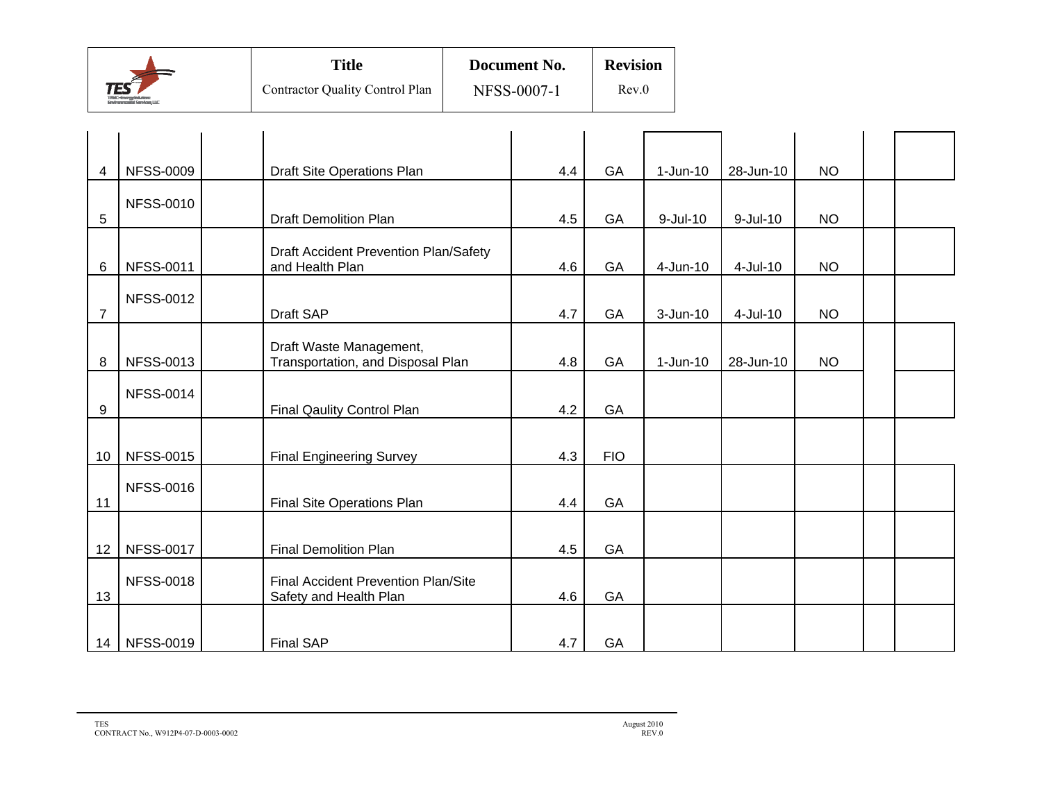| | | | | | | | | | | |
|---|---|---|---|---|---|---|---|---|---|---|
| 4 | NFSS-0009 | | Draft Site Operations Plan | 4.4 | GA | 1-Jun-10 | 28-Jun-10 | NO | | |
| 5 | NFSS-0010 | | Draft Demolition Plan | 4.5 | GA | 9-Jul-10 | 9-Jul-10 | NO | | |
| 6 | NFSS-0011 | | Draft Accident Prevention Plan/Safety and Health Plan | 4.6 | GA | 4-Jun-10 | 4-Jul-10 | NO | | |
| 7 | NFSS-0012 | | Draft SAP | 4.7 | GA | 3-Jun-10 | 4-Jul-10 | NO | | |
| 8 | NFSS-0013 | | Draft Waste Management, Transportation, and Disposal Plan | 4.8 | GA | 1-Jun-10 | 28-Jun-10 | NO | | |
| 9 | NFSS-0014 | | Final Qaulity Control Plan | 4.2 | GA | | | | | |
| 10 | NFSS-0015 | | Final Engineering Survey | 4.3 | FIO | | | | | |
| 11 | NFSS-0016 | | Final Site Operations Plan | 4.4 | GA | | | | | |
| 12 | NFSS-0017 | | Final Demolition Plan | 4.5 | GA | | | | | |
| 13 | NFSS-0018 | | Final Accident Prevention Plan/Site Safety and Health Plan | 4.6 | GA | | | | | |
| 14 | NFSS-0019 | | Final SAP | 4.7 | GA | | | | | |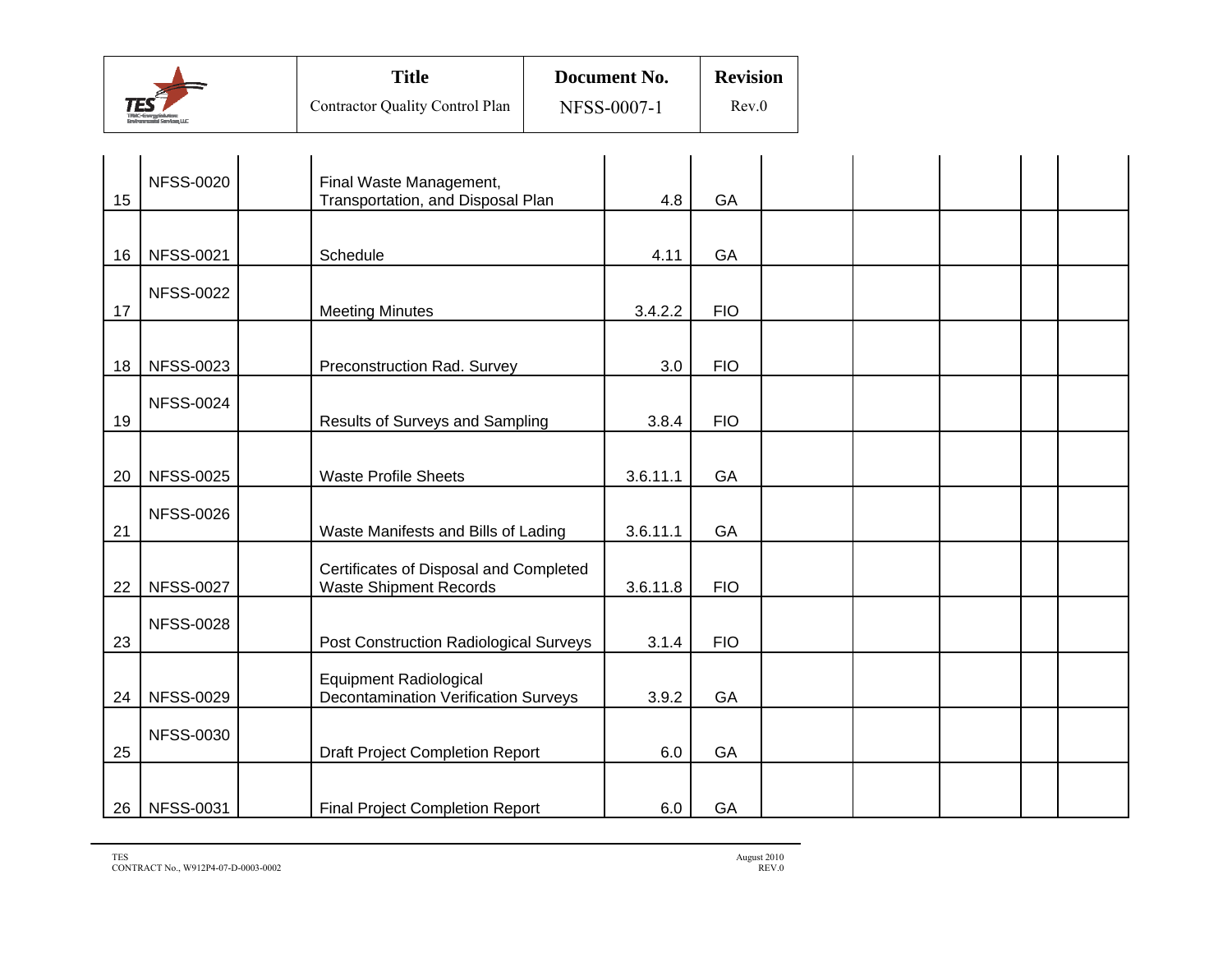| | | | | | | | | | | |
|---|---|---|---|---|---|---|---|---|---|---|
| 15 | NFSS-0020 | | Final Waste Management, Transportation, and Disposal Plan | 4.8 | GA | | | | | |
| 16 | NFSS-0021 | | Schedule | 4.11 | GA | | | | | |
| 17 | NFSS-0022 | | Meeting Minutes | 3.4.2.2 | FIO | | | | | |
| 18 | NFSS-0023 | | Preconstruction Rad. Survey | 3.0 | FIO | | | | | |
| 19 | NFSS-0024 | | Results of Surveys and Sampling | 3.8.4 | FIO | | | | | |
| 20 | NFSS-0025 | | Waste Profile Sheets | 3.6.11.1 | GA | | | | | |
| 21 | NFSS-0026 | | Waste Manifests and Bills of Lading | 3.6.11.1 | GA | | | | | |
| 22 | NFSS-0027 | | Certificates of Disposal and Completed Waste Shipment Records | 3.6.11.8 | FIO | | | | | |
| 23 | NFSS-0028 | | Post Construction Radiological Surveys | 3.1.4 | FIO | | | | | |
| 24 | NFSS-0029 | | Equipment Radiological Decontamination Verification Surveys | 3.9.2 | GA | | | | | |
| 25 | NFSS-0030 | | Draft Project Completion Report | 6.0 | GA | | | | | |
| 26 | NFSS-0031 | | Final Project Completion Report | 6.0 | GA | | | | | |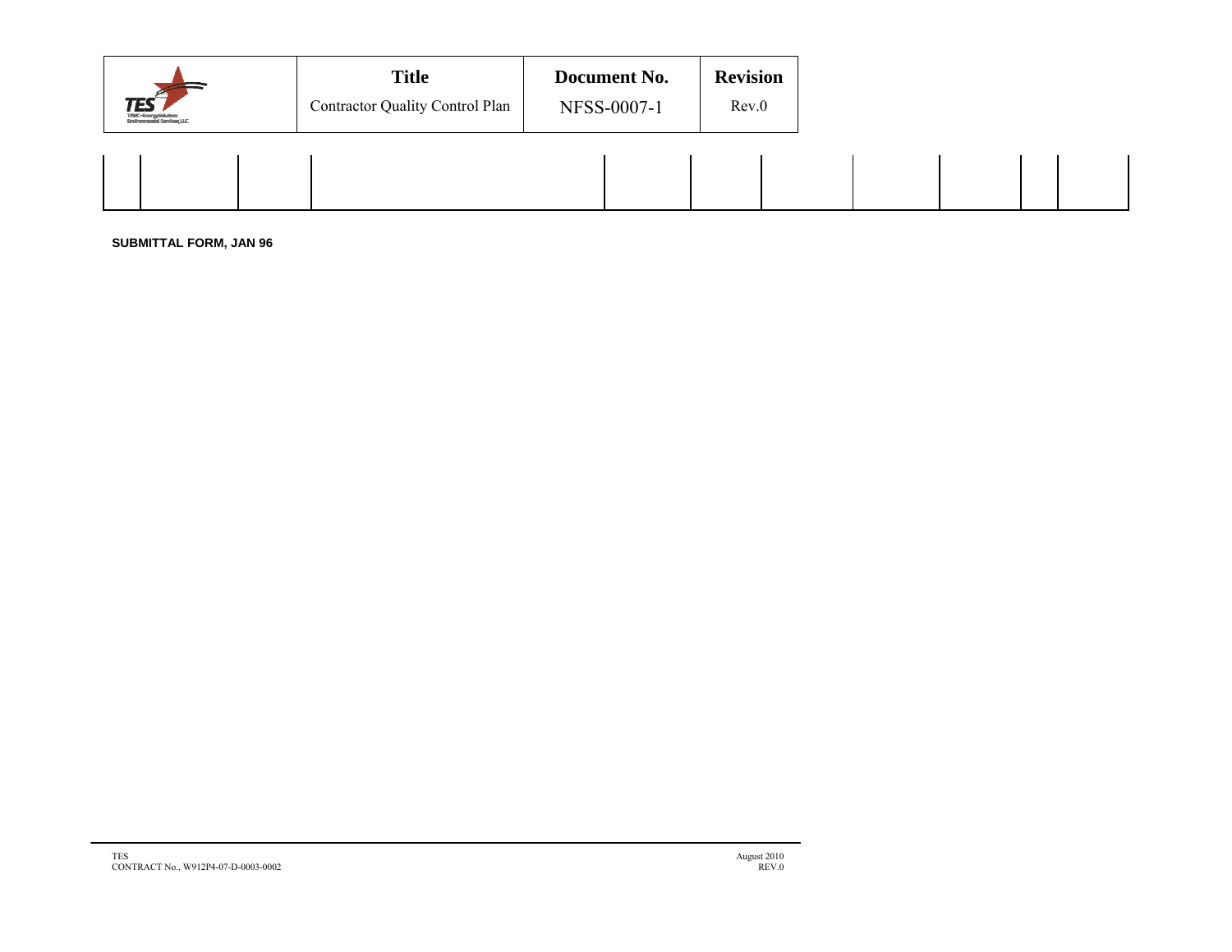|  |  |  |  |  |  |  |  |  |  |  |
|---|---|---|---|---|---|---|---|---|---|---|
|  |  |  |  |  |  |  |  |  |  |  |

**SUBMITTAL FORM, JAN 96**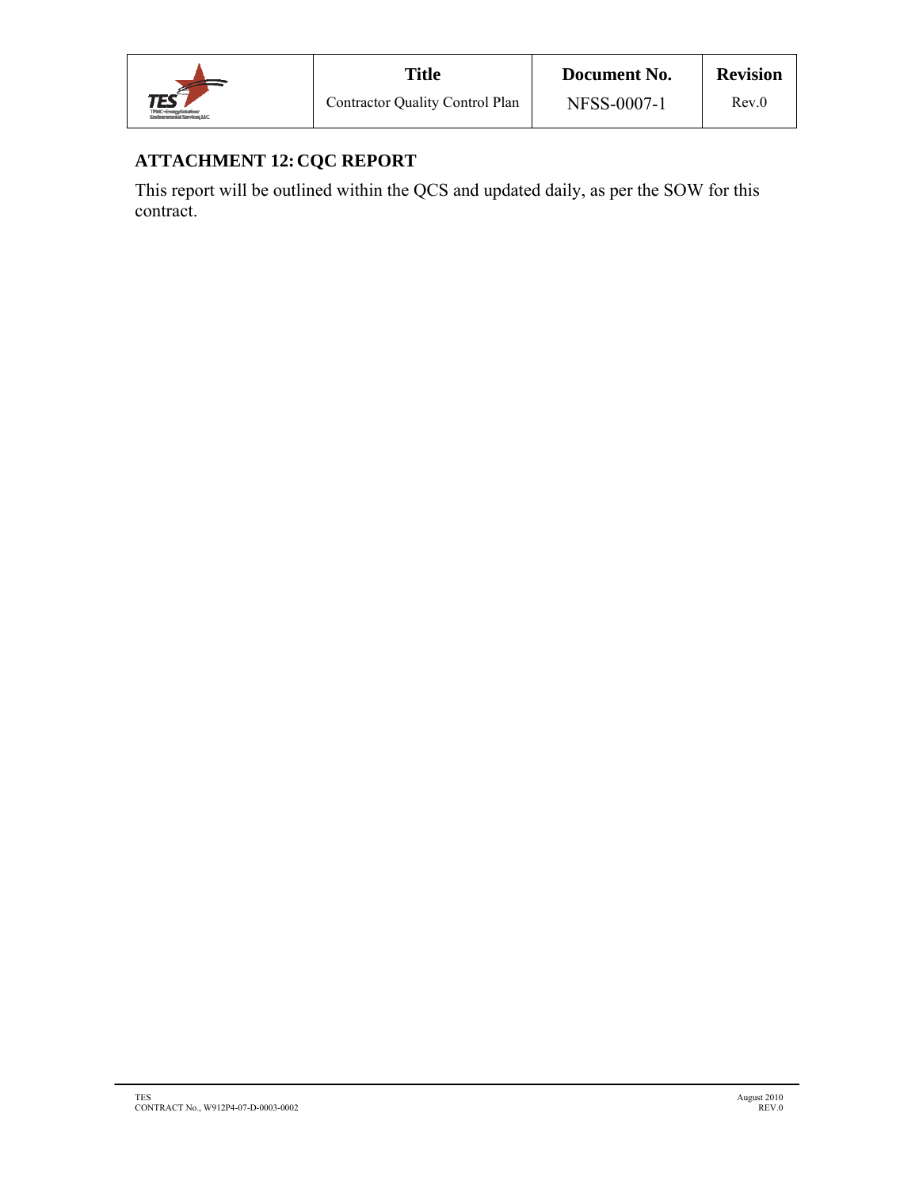## ATTACHMENT 12: CQC REPORT

This report will be outlined within the QCS and updated daily, as per the SOW for this contract.